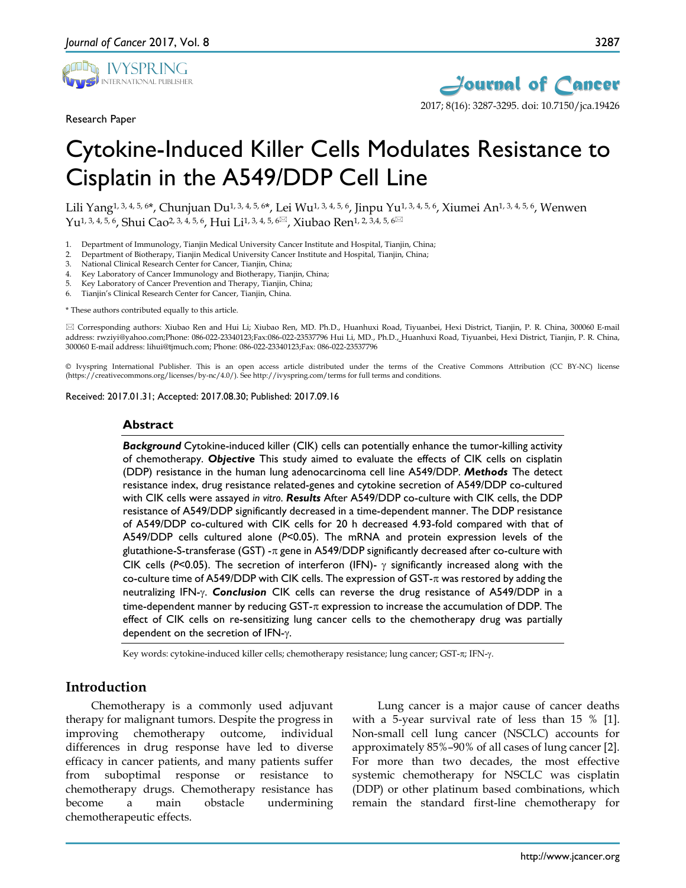Research Paper

# Cytokine-Induced Killer Cells Modulates Resistance to Cisplatin in the A549/DDP Cell Line

Lili Yang[1, 3, 4, 5, 6*], Chunjuan Du[1, 3, 4, 5, 6*], Lei Wu[1, 3, 4, 5, 6], Jinpu Yu[1, 3, 4, 5, 6], Xiumei An[1, 3, 4, 5, 6], Wenwen Yu[1, 3, 4, 5, 6], Shui Cao[2, 3, 4, 5, 6], Hui Li[1, 3, 4, 5, 6✉], Xiubao Ren[1, 2, 3,4, 5, 6✉]

1. Department of Immunology, Tianjin Medical University Cancer Institute and Hospital, Tianjin, China;
2. Department of Biotherapy, Tianjin Medical University Cancer Institute and Hospital, Tianjin, China;
3. National Clinical Research Center for Cancer, Tianjin, China;
4. Key Laboratory of Cancer Immunology and Biotherapy, Tianjin, China;
5. Key Laboratory of Cancer Prevention and Therapy, Tianjin, China;
6. Tianjin's Clinical Research Center for Cancer, Tianjin, China.

\* These authors contributed equally to this article.

✉ Corresponding authors: Xiubao Ren and Hui Li; Xiubao Ren, MD. Ph.D., Huanhuxi Road, Tiyuanbei, Hexi District, Tianjin, P. R. China, 300060 E-mail address: rwziyi@yahoo.com;Phone: 086-022-23340123;Fax:086-022-23537796 Hui Li, MD., Ph.D., Huanhuxi Road, Tiyuanbei, Hexi District, Tianjin, P. R. China, 300060 E-mail address: lihui@tjmuch.com; Phone: 086-022-23340123;Fax: 086-022-23537796

© Ivyspring International Publisher. This is an open access article distributed under the terms of the Creative Commons Attribution (CC BY-NC) license (https://creativecommons.org/licenses/by-nc/4.0/). See http://ivyspring.com/terms for full terms and conditions.

Received: 2017.01.31; Accepted: 2017.08.30; Published: 2017.09.16

## Abstract

***Background*** Cytokine-induced killer (CIK) cells can potentially enhance the tumor-killing activity of chemotherapy. ***Objective*** This study aimed to evaluate the effects of CIK cells on cisplatin (DDP) resistance in the human lung adenocarcinoma cell line A549/DDP. ***Methods*** The detect resistance index, drug resistance related-genes and cytokine secretion of A549/DDP co-cultured with CIK cells were assayed *in vitro*. ***Results*** After A549/DDP co-culture with CIK cells, the DDP resistance of A549/DDP significantly decreased in a time-dependent manner. The DDP resistance of A549/DDP co-cultured with CIK cells for 20 h decreased 4.93-fold compared with that of A549/DDP cells cultured alone ($P<0.05$). The mRNA and protein expression levels of the glutathione-S-transferase (GST) -π gene in A549/DDP significantly decreased after co-culture with CIK cells ($P<0.05$). The secretion of interferon (IFN)- γ significantly increased along with the co-culture time of A549/DDP with CIK cells. The expression of GST-π was restored by adding the neutralizing IFN-γ. ***Conclusion*** CIK cells can reverse the drug resistance of A549/DDP in a time-dependent manner by reducing GST-π expression to increase the accumulation of DDP. The effect of CIK cells on re-sensitizing lung cancer cells to the chemotherapy drug was partially dependent on the secretion of IFN-γ.

Key words: cytokine-induced killer cells; chemotherapy resistance; lung cancer; GST-π; IFN-γ.

## Introduction

Chemotherapy is a commonly used adjuvant therapy for malignant tumors. Despite the progress in improving chemotherapy outcome, individual differences in drug response have led to diverse efficacy in cancer patients, and many patients suffer from suboptimal response or resistance to chemotherapy drugs. Chemotherapy resistance has become a main obstacle undermining chemotherapeutic effects.

Lung cancer is a major cause of cancer deaths with a 5-year survival rate of less than 15 % [1]. Non-small cell lung cancer (NSCLC) accounts for approximately 85%–90% of all cases of lung cancer [2]. For more than two decades, the most effective systemic chemotherapy for NSCLC was cisplatin (DDP) or other platinum based combinations, which remain the standard first-line chemotherapy for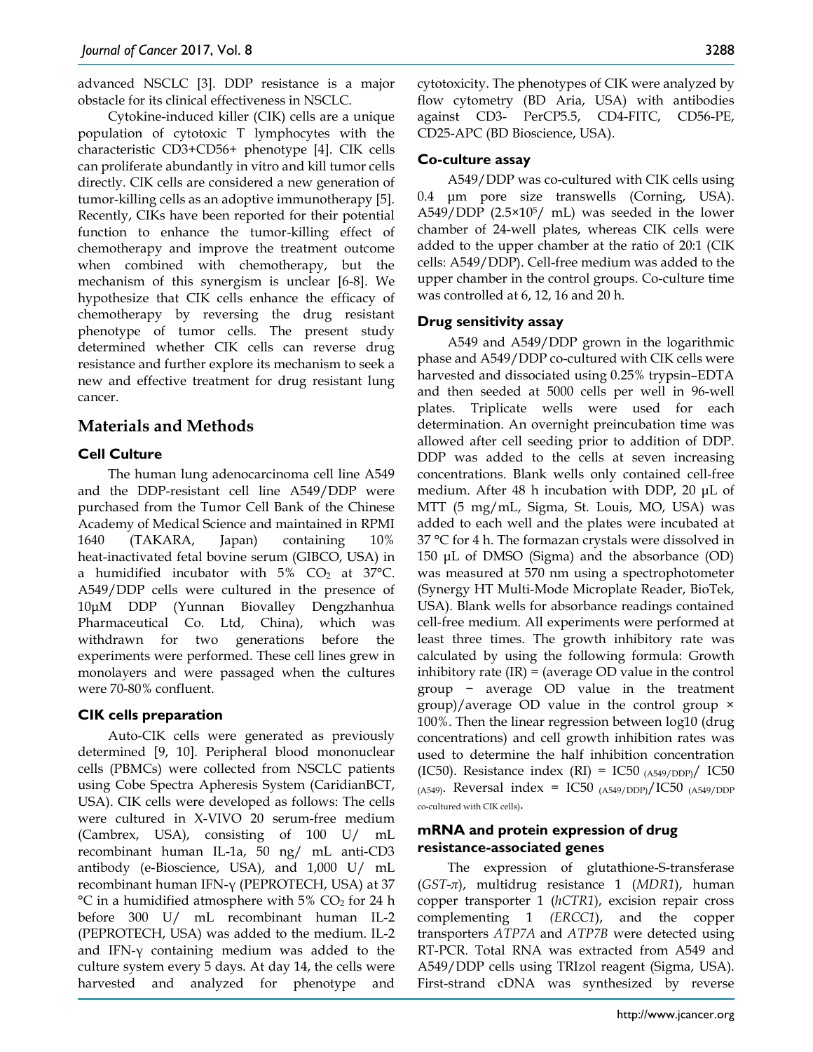advanced NSCLC [3]. DDP resistance is a major obstacle for its clinical effectiveness in NSCLC.

Cytokine-induced killer (CIK) cells are a unique population of cytotoxic T lymphocytes with the characteristic CD3+CD56+ phenotype [4]. CIK cells can proliferate abundantly in vitro and kill tumor cells directly. CIK cells are considered a new generation of tumor-killing cells as an adoptive immunotherapy [5]. Recently, CIKs have been reported for their potential function to enhance the tumor-killing effect of chemotherapy and improve the treatment outcome when combined with chemotherapy, but the mechanism of this synergism is unclear [6-8]. We hypothesize that CIK cells enhance the efficacy of chemotherapy by reversing the drug resistant phenotype of tumor cells. The present study determined whether CIK cells can reverse drug resistance and further explore its mechanism to seek a new and effective treatment for drug resistant lung cancer.

## Materials and Methods

### Cell Culture

The human lung adenocarcinoma cell line A549 and the DDP-resistant cell line A549/DDP were purchased from the Tumor Cell Bank of the Chinese Academy of Medical Science and maintained in RPMI 1640 (TAKARA, Japan) containing 10% heat-inactivated fetal bovine serum (GIBCO, USA) in a humidified incubator with 5% $CO_2$ at 37°C. A549/DDP cells were cultured in the presence of 10μM DDP (Yunnan Biovalley Dengzhanhua Pharmaceutical Co. Ltd, China), which was withdrawn for two generations before the experiments were performed. These cell lines grew in monolayers and were passaged when the cultures were 70-80% confluent.

### CIK cells preparation

Auto-CIK cells were generated as previously determined [9, 10]. Peripheral blood mononuclear cells (PBMCs) were collected from NSCLC patients using Cobe Spectra Apheresis System (CaridianBCT, USA). CIK cells were developed as follows: The cells were cultured in X-VIVO 20 serum-free medium (Cambrex, USA), consisting of 100 U/ mL recombinant human IL-1a, 50 ng/ mL anti-CD3 antibody (e-Bioscience, USA), and 1,000 U/ mL recombinant human IFN-γ (PEPROTECH, USA) at 37 °C in a humidified atmosphere with 5% $CO_2$ for 24 h before 300 U/ mL recombinant human IL-2 (PEPROTECH, USA) was added to the medium. IL-2 and IFN-γ containing medium was added to the culture system every 5 days. At day 14, the cells were harvested and analyzed for phenotype and cytotoxicity. The phenotypes of CIK were analyzed by flow cytometry (BD Aria, USA) with antibodies against CD3- PerCP5.5, CD4-FITC, CD56-PE, CD25-APC (BD Bioscience, USA).

### Co-culture assay

A549/DDP was co-cultured with CIK cells using 0.4 μm pore size transwells (Corning, USA). A549/DDP ($2.5\times10^5$/ mL) was seeded in the lower chamber of 24-well plates, whereas CIK cells were added to the upper chamber at the ratio of 20:1 (CIK cells: A549/DDP). Cell-free medium was added to the upper chamber in the control groups. Co-culture time was controlled at 6, 12, 16 and 20 h.

### Drug sensitivity assay

A549 and A549/DDP grown in the logarithmic phase and A549/DDP co-cultured with CIK cells were harvested and dissociated using 0.25% trypsin–EDTA and then seeded at 5000 cells per well in 96-well plates. Triplicate wells were used for each determination. An overnight preincubation time was allowed after cell seeding prior to addition of DDP. DDP was added to the cells at seven increasing concentrations. Blank wells only contained cell-free medium. After 48 h incubation with DDP, 20 μL of MTT (5 mg/mL, Sigma, St. Louis, MO, USA) was added to each well and the plates were incubated at 37 °C for 4 h. The formazan crystals were dissolved in 150 μL of DMSO (Sigma) and the absorbance (OD) was measured at 570 nm using a spectrophotometer (Synergy HT Multi-Mode Microplate Reader, BioTek, USA). Blank wells for absorbance readings contained cell-free medium. All experiments were performed at least three times. The growth inhibitory rate was calculated by using the following formula: Growth inhibitory rate (IR) = (average OD value in the control group − average OD value in the treatment group)/average OD value in the control group × 100%. Then the linear regression between log10 (drug concentrations) and cell growth inhibition rates was used to determine the half inhibition concentration (IC50). Resistance index (RI) = $IC50_{(A549/DDP)}$/ $IC50_{(A549)}$. Reversal index = $IC50_{(A549/DDP)}/IC50_{(A549/DDP\ co\text{-}cultured\ with\ CIK\ cells)}$.

### mRNA and protein expression of drug resistance-associated genes

The expression of glutathione-S-transferase (*GST-π*), multidrug resistance 1 (*MDR1*), human copper transporter 1 (*hCTR1*), excision repair cross complementing 1 (*ERCC1*), and the copper transporters *ATP7A* and *ATP7B* were detected using RT-PCR. Total RNA was extracted from A549 and A549/DDP cells using TRIzol reagent (Sigma, USA). First-strand cDNA was synthesized by reverse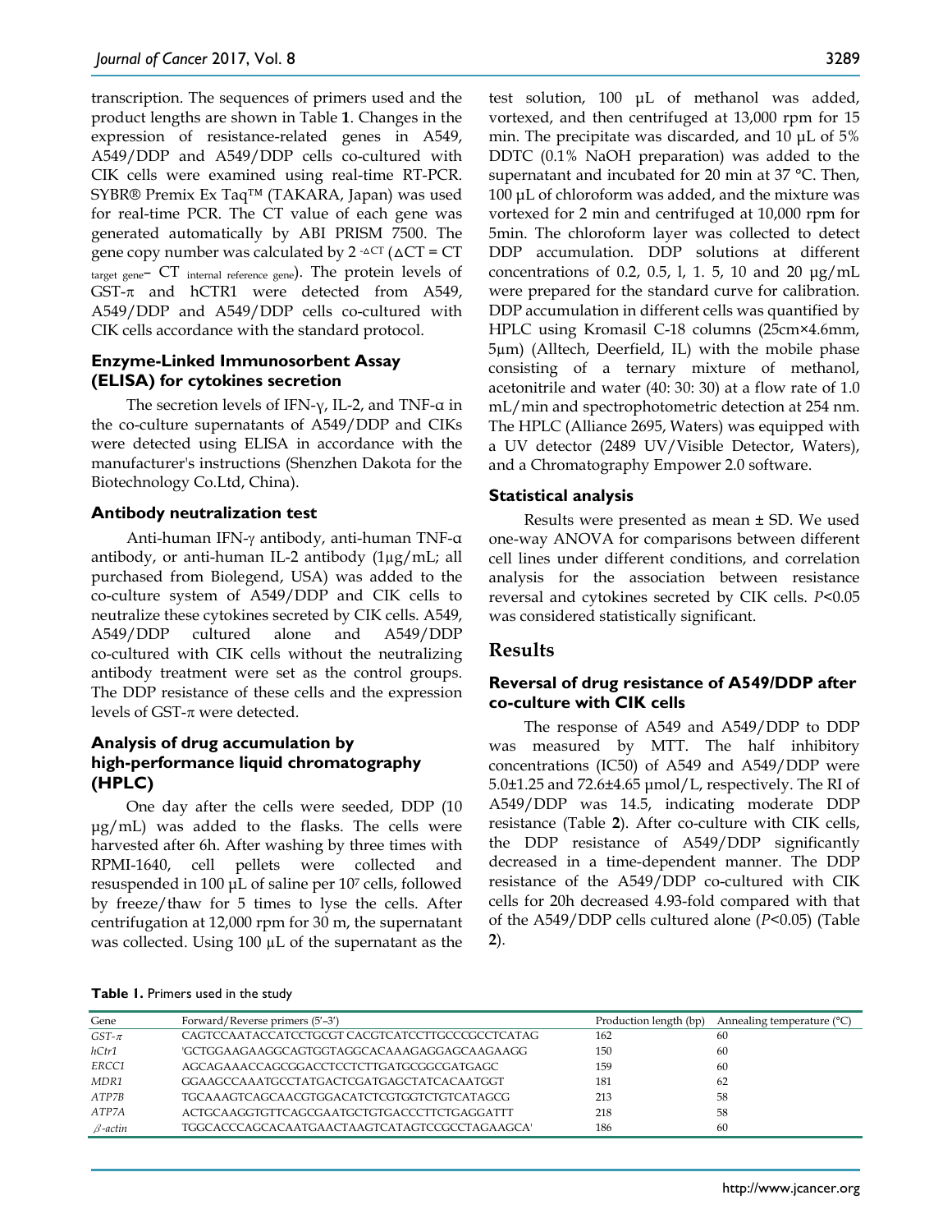transcription. The sequences of primers used and the product lengths are shown in Table **1**. Changes in the expression of resistance-related genes in A549, A549/DDP and A549/DDP cells co-cultured with CIK cells were examined using real-time RT-PCR. SYBR® Premix Ex Taq™ (TAKARA, Japan) was used for real-time PCR. The CT value of each gene was generated automatically by ABI PRISM 7500. The gene copy number was calculated by $2^{-\Delta CT}$ ($\Delta CT = CT_{target\ gene} - CT_{internal\ reference\ gene}$). The protein levels of GST-π and hCTR1 were detected from A549, A549/DDP and A549/DDP cells co-cultured with CIK cells accordance with the standard protocol.

### Enzyme-Linked Immunosorbent Assay (ELISA) for cytokines secretion

The secretion levels of IFN-γ, IL-2, and TNF-α in the co-culture supernatants of A549/DDP and CIKs were detected using ELISA in accordance with the manufacturer's instructions (Shenzhen Dakota for the Biotechnology Co.Ltd, China).

### Antibody neutralization test

Anti-human IFN-γ antibody, anti-human TNF-α antibody, or anti-human IL-2 antibody (1μg/mL; all purchased from Biolegend, USA) was added to the co-culture system of A549/DDP and CIK cells to neutralize these cytokines secreted by CIK cells. A549, A549/DDP cultured alone and A549/DDP co-cultured with CIK cells without the neutralizing antibody treatment were set as the control groups. The DDP resistance of these cells and the expression levels of GST-π were detected.

### Analysis of drug accumulation by high-performance liquid chromatography (HPLC)

One day after the cells were seeded, DDP (10 μg/mL) was added to the flasks. The cells were harvested after 6h. After washing by three times with RPMI-1640, cell pellets were collected and resuspended in 100 μL of saline per $10^7$ cells, followed by freeze/thaw for 5 times to lyse the cells. After centrifugation at 12,000 rpm for 30 m, the supernatant was collected. Using 100 μL of the supernatant as the test solution, 100 μL of methanol was added, vortexed, and then centrifuged at 13,000 rpm for 15 min. The precipitate was discarded, and 10 μL of 5% DDTC (0.1% NaOH preparation) was added to the supernatant and incubated for 20 min at 37 °C. Then, 100 μL of chloroform was added, and the mixture was vortexed for 2 min and centrifuged at 10,000 rpm for 5min. The chloroform layer was collected to detect DDP accumulation. DDP solutions at different concentrations of 0.2, 0.5, l, 1. 5, 10 and 20 μg/mL were prepared for the standard curve for calibration. DDP accumulation in different cells was quantified by HPLC using Kromasil C-18 columns (25cm×4.6mm, 5μm) (Alltech, Deerfield, IL) with the mobile phase consisting of a ternary mixture of methanol, acetonitrile and water (40: 30: 30) at a flow rate of 1.0 mL/min and spectrophotometric detection at 254 nm. The HPLC (Alliance 2695, Waters) was equipped with a UV detector (2489 UV/Visible Detector, Waters), and a Chromatography Empower 2.0 software.

### Statistical analysis

Results were presented as mean ± SD. We used one-way ANOVA for comparisons between different cell lines under different conditions, and correlation analysis for the association between resistance reversal and cytokines secreted by CIK cells. $P<0.05$ was considered statistically significant.

## Results

### Reversal of drug resistance of A549/DDP after co-culture with CIK cells

The response of A549 and A549/DDP to DDP was measured by MTT. The half inhibitory concentrations (IC50) of A549 and A549/DDP were 5.0±1.25 and 72.6±4.65 μmol/L, respectively. The RI of A549/DDP was 14.5, indicating moderate DDP resistance (Table **2**). After co-culture with CIK cells, the DDP resistance of A549/DDP significantly decreased in a time-dependent manner. The DDP resistance of the A549/DDP co-cultured with CIK cells for 20h decreased 4.93-fold compared with that of the A549/DDP cells cultured alone ($P<0.05$) (Table **2**).

**Table 1.** Primers used in the study

| Gene | Forward/Reverse primers (5'–3') | Production length (bp) | Annealing temperature (°C) |
|---|---|---|---|
| *GST-π* | CAGTCCAATACCATCCTGCGT CACGTCATCCTTGCCCGCCTCATAG | 162 | 60 |
| *hCtr1* | 'GCTGGAAGAAGGCAGTGGTAGGCACAAAGAGGAGCAAGAAGG | 150 | 60 |
| *ERCC1* | AGCAGAAACCAGCGGACCTCCTCTTGATGCGGCGATGAGC | 159 | 60 |
| *MDR1* | GGAAGCCAAATGCCTATGACTCGATGAGCTATCACAATGGT | 181 | 62 |
| *ATP7B* | TGCAAAGTCAGCAACGTGGACATCTCGTGGTCTGTCATAGCG | 213 | 58 |
| *ATP7A* | ACTGCAAGGTGTTCAGCGAATGCTGTGACCCTTCTGAGGATTT | 218 | 58 |
| *β-actin* | TGGCACCCAGCACAATGAACTAAGTCATAGTCCGCCTAGAAGCA' | 186 | 60 |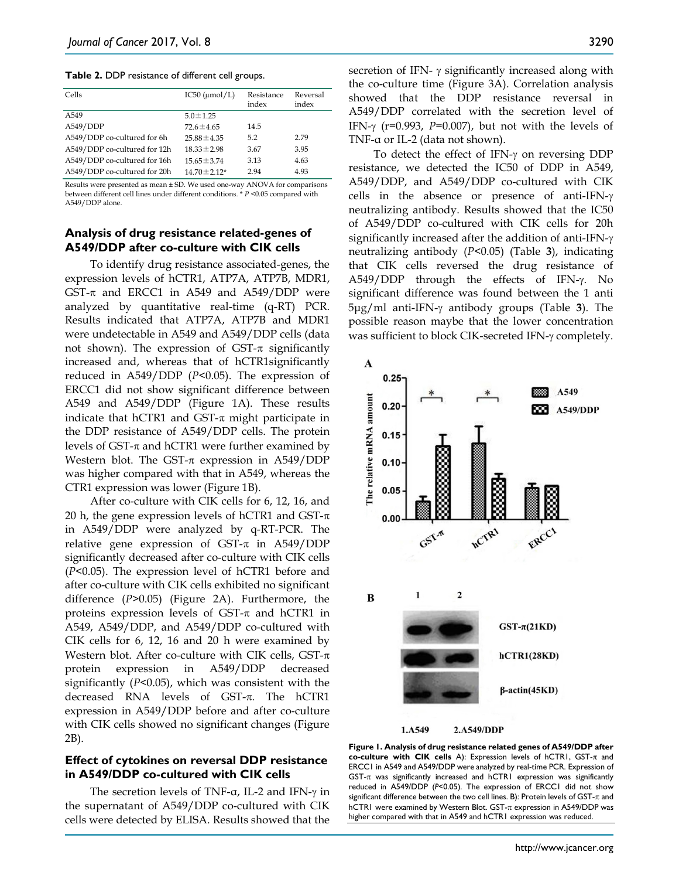**Table 2.** DDP resistance of different cell groups.

| Cells | IC50 (μmol/L) | Resistance index | Reversal index |
|---|---|---|---|
| A549 | 5.0±1.25 | | |
| A549/DDP | 72.6±4.65 | 14.5 | |
| A549/DDP co-cultured for 6h | 25.88±4.35 | 5.2 | 2.79 |
| A549/DDP co-cultured for 12h | 18.33±2.98 | 3.67 | 3.95 |
| A549/DDP co-cultured for 16h | 15.65±3.74 | 3.13 | 4.63 |
| A549/DDP co-cultured for 20h | 14.70±2.12* | 2.94 | 4.93 |

Results were presented as mean ± SD. We used one-way ANOVA for comparisons between different cell lines under different conditions. * $P<0.05$ compared with A549/DDP alone.

### Analysis of drug resistance related-genes of A549/DDP after co-culture with CIK cells

To identify drug resistance associated-genes, the expression levels of hCTR1, ATP7A, ATP7B, MDR1, GST-π and ERCC1 in A549 and A549/DDP were analyzed by quantitative real-time (q-RT) PCR. Results indicated that ATP7A, ATP7B and MDR1 were undetectable in A549 and A549/DDP cells (data not shown). The expression of GST-π significantly increased and, whereas that of hCTR1significantly reduced in A549/DDP ($P<0.05$). The expression of ERCC1 did not show significant difference between A549 and A549/DDP (Figure 1A). These results indicate that hCTR1 and GST-π might participate in the DDP resistance of A549/DDP cells. The protein levels of GST-π and hCTR1 were further examined by Western blot. The GST-π expression in A549/DDP was higher compared with that in A549, whereas the CTR1 expression was lower (Figure 1B).

After co-culture with CIK cells for 6, 12, 16, and 20 h, the gene expression levels of hCTR1 and GST-π in A549/DDP were analyzed by q-RT-PCR. The relative gene expression of GST-π in A549/DDP significantly decreased after co-culture with CIK cells ($P<0.05$). The expression level of hCTR1 before and after co-culture with CIK cells exhibited no significant difference ($P>0.05$) (Figure 2A). Furthermore, the proteins expression levels of GST-π and hCTR1 in A549, A549/DDP, and A549/DDP co-cultured with CIK cells for 6, 12, 16 and 20 h were examined by Western blot. After co-culture with CIK cells, GST-π protein expression in A549/DDP decreased significantly ($P<0.05$), which was consistent with the decreased RNA levels of GST-π. The hCTR1 expression in A549/DDP before and after co-culture with CIK cells showed no significant changes (Figure 2B).

### Effect of cytokines on reversal DDP resistance in A549/DDP co-cultured with CIK cells

The secretion levels of TNF-α, IL-2 and IFN-γ in the supernatant of A549/DDP co-cultured with CIK cells were detected by ELISA. Results showed that the secretion of IFN- γ significantly increased along with the co-culture time (Figure 3A). Correlation analysis showed that the DDP resistance reversal in A549/DDP correlated with the secretion level of IFN-γ ($r=0.993$, $P=0.007$), but not with the levels of TNF-α or IL-2 (data not shown).

To detect the effect of IFN-γ on reversing DDP resistance, we detected the IC50 of DDP in A549, A549/DDP, and A549/DDP co-cultured with CIK cells in the absence or presence of anti-IFN-γ neutralizing antibody. Results showed that the IC50 of A549/DDP co-cultured with CIK cells for 20h significantly increased after the addition of anti-IFN-γ neutralizing antibody ($P<0.05$) (Table **3**), indicating that CIK cells reversed the drug resistance of A549/DDP through the effects of IFN-γ. No significant difference was found between the 1 anti 5μg/ml anti-IFN-γ antibody groups (Table **3**). The possible reason maybe that the lower concentration was sufficient to block CIK-secreted IFN-γ completely.

**Figure 1. Analysis of drug resistance related genes of A549/DDP after co-culture with CIK cells** A): Expression levels of hCTR1, GST-π and ERCC1 in A549 and A549/DDP were analyzed by real-time PCR. Expression of GST-π was significantly increased and hCTR1 expression was significantly reduced in A549/DDP ($P<0.05$). The expression of ERCC1 did not show significant difference between the two cell lines. B): Protein levels of GST-π and hCTR1 were examined by Western Blot. GST-π expression in A549/DDP was higher compared with that in A549 and hCTR1 expression was reduced.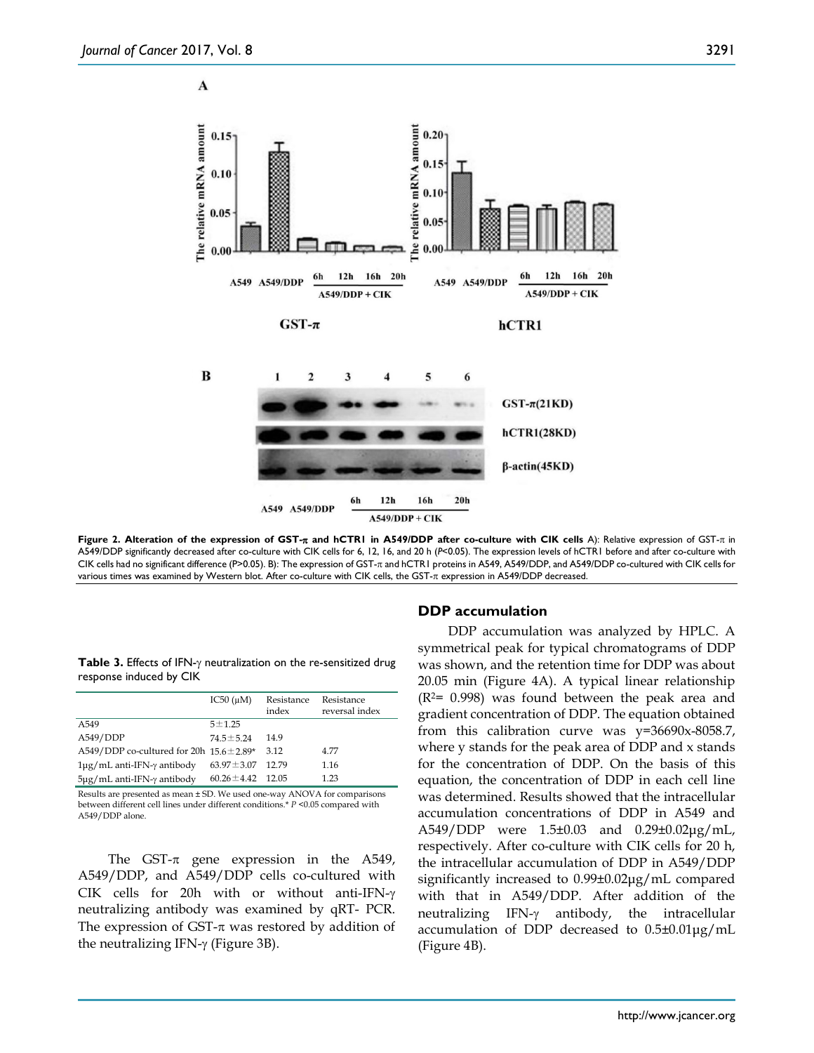**Figure 2. Alteration of the expression of GST-π and hCTR1 in A549/DDP after co-culture with CIK cells** A): Relative expression of GST-π in A549/DDP significantly decreased after co-culture with CIK cells for 6, 12, 16, and 20 h ($P<0.05$). The expression levels of hCTR1 before and after co-culture with CIK cells had no significant difference ($P>0.05$). B): The expression of GST-π and hCTR1 proteins in A549, A549/DDP, and A549/DDP co-cultured with CIK cells for various times was examined by Western blot. After co-culture with CIK cells, the GST-π expression in A549/DDP decreased.

**Table 3.** Effects of IFN-γ neutralization on the re-sensitized drug response induced by CIK

| | IC50 (μM) | Resistance index | Resistance reversal index |
|---|---|---|---|
| A549 | 5±1.25 | | |
| A549/DDP | 74.5±5.24 | 14.9 | |
| A549/DDP co-cultured for 20h | 15.6±2.89* | 3.12 | 4.77 |
| 1μg/mL anti-IFN-γ antibody | 63.97±3.07 | 12.79 | 1.16 |
| 5μg/mL anti-IFN-γ antibody | 60.26±4.42 | 12.05 | 1.23 |

Results are presented as mean ± SD. We used one-way ANOVA for comparisons between different cell lines under different conditions.* $P<0.05$ compared with A549/DDP alone.

The GST-π gene expression in the A549, A549/DDP, and A549/DDP cells co-cultured with CIK cells for 20h with or without anti-IFN-γ neutralizing antibody was examined by qRT- PCR. The expression of GST-π was restored by addition of the neutralizing IFN-γ (Figure 3B).

### DDP accumulation

DDP accumulation was analyzed by HPLC. A symmetrical peak for typical chromatograms of DDP was shown, and the retention time for DDP was about 20.05 min (Figure 4A). A typical linear relationship ($R^2$= 0.998) was found between the peak area and gradient concentration of DDP. The equation obtained from this calibration curve was $y=36690x-8058.7$, where y stands for the peak area of DDP and x stands for the concentration of DDP. On the basis of this equation, the concentration of DDP in each cell line was determined. Results showed that the intracellular accumulation concentrations of DDP in A549 and A549/DDP were 1.5±0.03 and 0.29±0.02μg/mL, respectively. After co-culture with CIK cells for 20 h, the intracellular accumulation of DDP in A549/DDP significantly increased to 0.99±0.02μg/mL compared with that in A549/DDP. After addition of the neutralizing IFN-γ antibody, the intracellular accumulation of DDP decreased to 0.5±0.01μg/mL (Figure 4B).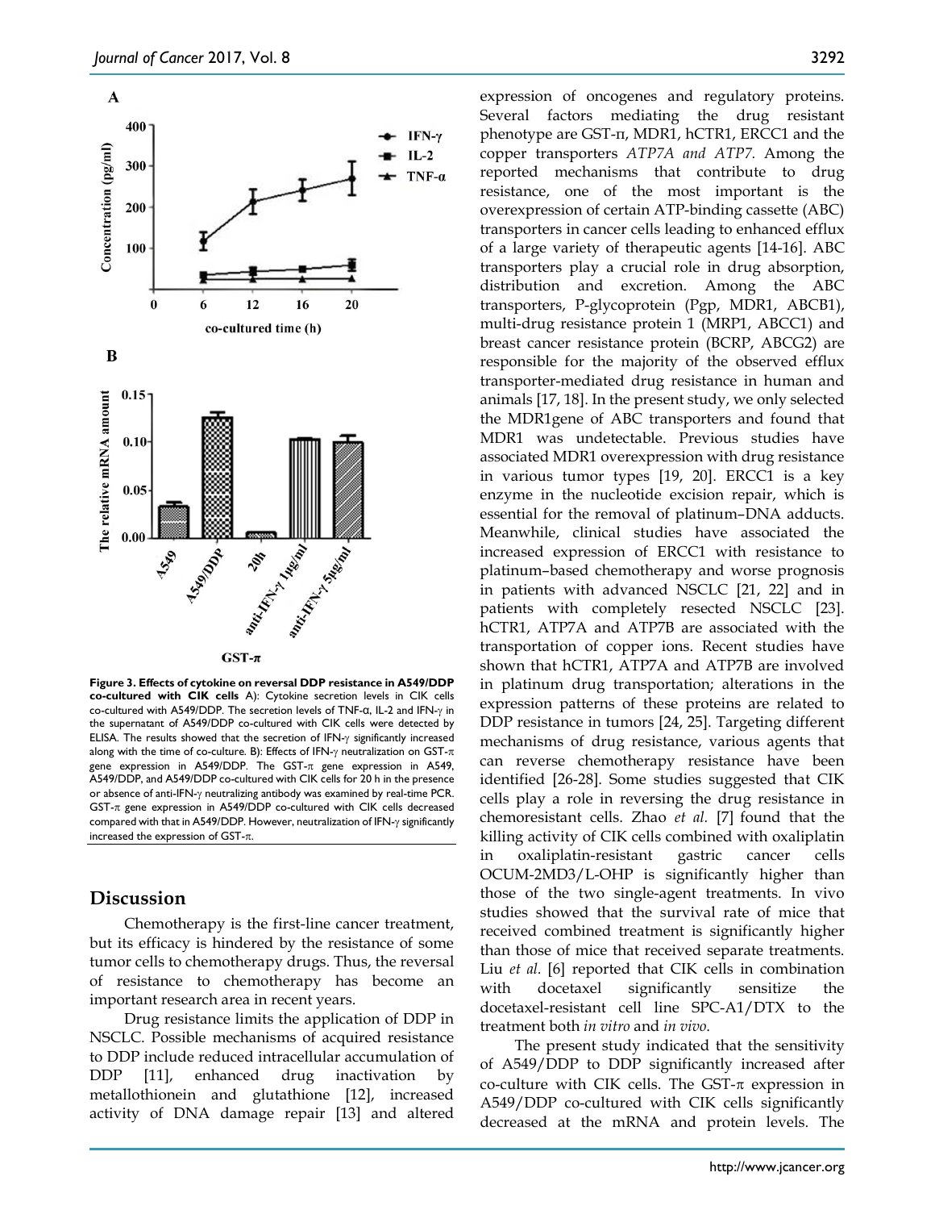**Figure 3. Effects of cytokine on reversal DDP resistance in A549/DDP co-cultured with CIK cells** A): Cytokine secretion levels in CIK cells co-cultured with A549/DDP. The secretion levels of TNF-α, IL-2 and IFN-γ in the supernatant of A549/DDP co-cultured with CIK cells were detected by ELISA. The results showed that the secretion of IFN-γ significantly increased along with the time of co-culture. B): Effects of IFN-γ neutralization on GST-π gene expression in A549/DDP. The GST-π gene expression in A549, A549/DDP, and A549/DDP co-cultured with CIK cells for 20 h in the presence or absence of anti-IFN-γ neutralizing antibody was examined by real-time PCR. GST-π gene expression in A549/DDP co-cultured with CIK cells decreased compared with that in A549/DDP. However, neutralization of IFN-γ significantly increased the expression of GST-π.

## Discussion

Chemotherapy is the first-line cancer treatment, but its efficacy is hindered by the resistance of some tumor cells to chemotherapy drugs. Thus, the reversal of resistance to chemotherapy has become an important research area in recent years.

Drug resistance limits the application of DDP in NSCLC. Possible mechanisms of acquired resistance to DDP include reduced intracellular accumulation of DDP [11], enhanced drug inactivation by metallothionein and glutathione [12], increased activity of DNA damage repair [13] and altered expression of oncogenes and regulatory proteins. Several factors mediating the drug resistant phenotype are GST-π, MDR1, hCTR1, ERCC1 and the copper transporters *ATP7A and ATP7*. Among the reported mechanisms that contribute to drug resistance, one of the most important is the overexpression of certain ATP-binding cassette (ABC) transporters in cancer cells leading to enhanced efflux of a large variety of therapeutic agents [14-16]. ABC transporters play a crucial role in drug absorption, distribution and excretion. Among the ABC transporters, P-glycoprotein (Pgp, MDR1, ABCB1), multi-drug resistance protein 1 (MRP1, ABCC1) and breast cancer resistance protein (BCRP, ABCG2) are responsible for the majority of the observed efflux transporter-mediated drug resistance in human and animals [17, 18]. In the present study, we only selected the MDR1gene of ABC transporters and found that MDR1 was undetectable. Previous studies have associated MDR1 overexpression with drug resistance in various tumor types [19, 20]. ERCC1 is a key enzyme in the nucleotide excision repair, which is essential for the removal of platinum–DNA adducts. Meanwhile, clinical studies have associated the increased expression of ERCC1 with resistance to platinum–based chemotherapy and worse prognosis in patients with advanced NSCLC [21, 22] and in patients with completely resected NSCLC [23]. hCTR1, ATP7A and ATP7B are associated with the transportation of copper ions. Recent studies have shown that hCTR1, ATP7A and ATP7B are involved in platinum drug transportation; alterations in the expression patterns of these proteins are related to DDP resistance in tumors [24, 25]. Targeting different mechanisms of drug resistance, various agents that can reverse chemotherapy resistance have been identified [26-28]. Some studies suggested that CIK cells play a role in reversing the drug resistance in chemoresistant cells. Zhao *et al.* [7] found that the killing activity of CIK cells combined with oxaliplatin in oxaliplatin-resistant gastric cancer cells OCUM-2MD3/L-OHP is significantly higher than those of the two single-agent treatments. In vivo studies showed that the survival rate of mice that received combined treatment is significantly higher than those of mice that received separate treatments. Liu *et al.* [6] reported that CIK cells in combination with docetaxel significantly sensitize the docetaxel-resistant cell line SPC-A1/DTX to the treatment both *in vitro* and *in vivo*.

The present study indicated that the sensitivity of A549/DDP to DDP significantly increased after co-culture with CIK cells. The GST-π expression in A549/DDP co-cultured with CIK cells significantly decreased at the mRNA and protein levels. The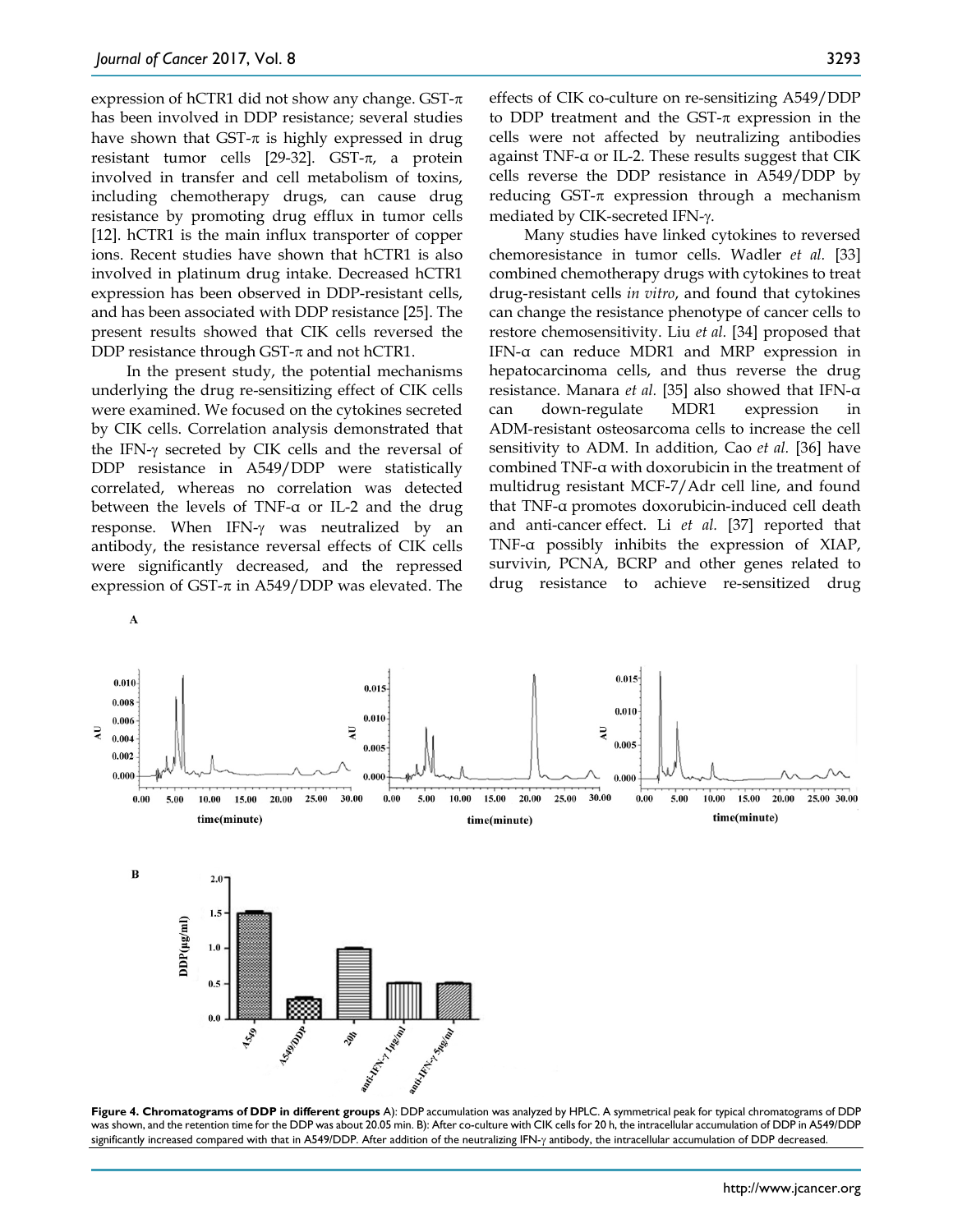expression of hCTR1 did not show any change. GST-π has been involved in DDP resistance; several studies have shown that GST-π is highly expressed in drug resistant tumor cells [29-32]. GST-π, a protein involved in transfer and cell metabolism of toxins, including chemotherapy drugs, can cause drug resistance by promoting drug efflux in tumor cells [12]. hCTR1 is the main influx transporter of copper ions. Recent studies have shown that hCTR1 is also involved in platinum drug intake. Decreased hCTR1 expression has been observed in DDP-resistant cells, and has been associated with DDP resistance [25]. The present results showed that CIK cells reversed the DDP resistance through GST-π and not hCTR1.

In the present study, the potential mechanisms underlying the drug re-sensitizing effect of CIK cells were examined. We focused on the cytokines secreted by CIK cells. Correlation analysis demonstrated that the IFN-γ secreted by CIK cells and the reversal of DDP resistance in A549/DDP were statistically correlated, whereas no correlation was detected between the levels of TNF-α or IL-2 and the drug response. When IFN-γ was neutralized by an antibody, the resistance reversal effects of CIK cells were significantly decreased, and the repressed expression of GST-π in A549/DDP was elevated. The effects of CIK co-culture on re-sensitizing A549/DDP to DDP treatment and the GST-π expression in the cells were not affected by neutralizing antibodies against TNF-α or IL-2. These results suggest that CIK cells reverse the DDP resistance in A549/DDP by reducing GST-π expression through a mechanism mediated by CIK-secreted IFN-γ.

Many studies have linked cytokines to reversed chemoresistance in tumor cells. Wadler *et al.* [33] combined chemotherapy drugs with cytokines to treat drug-resistant cells *in vitro*, and found that cytokines can change the resistance phenotype of cancer cells to restore chemosensitivity. Liu *et al.* [34] proposed that IFN-α can reduce MDR1 and MRP expression in hepatocarcinoma cells, and thus reverse the drug resistance. Manara *et al.* [35] also showed that IFN-α can down-regulate MDR1 expression in ADM-resistant osteosarcoma cells to increase the cell sensitivity to ADM. In addition, Cao *et al.* [36] have combined TNF-α with doxorubicin in the treatment of multidrug resistant MCF-7/Adr cell line, and found that TNF-α promotes doxorubicin-induced cell death and anti-cancer effect. Li *et al.* [37] reported that TNF-α possibly inhibits the expression of XIAP, survivin, PCNA, BCRP and other genes related to drug resistance to achieve re-sensitized drug

**Figure 4. Chromatograms of DDP in different groups** A): DDP accumulation was analyzed by HPLC. A symmetrical peak for typical chromatograms of DDP was shown, and the retention time for the DDP was about 20.05 min. B): After co-culture with CIK cells for 20 h, the intracellular accumulation of DDP in A549/DDP significantly increased compared with that in A549/DDP. After addition of the neutralizing IFN-γ antibody, the intracellular accumulation of DDP decreased.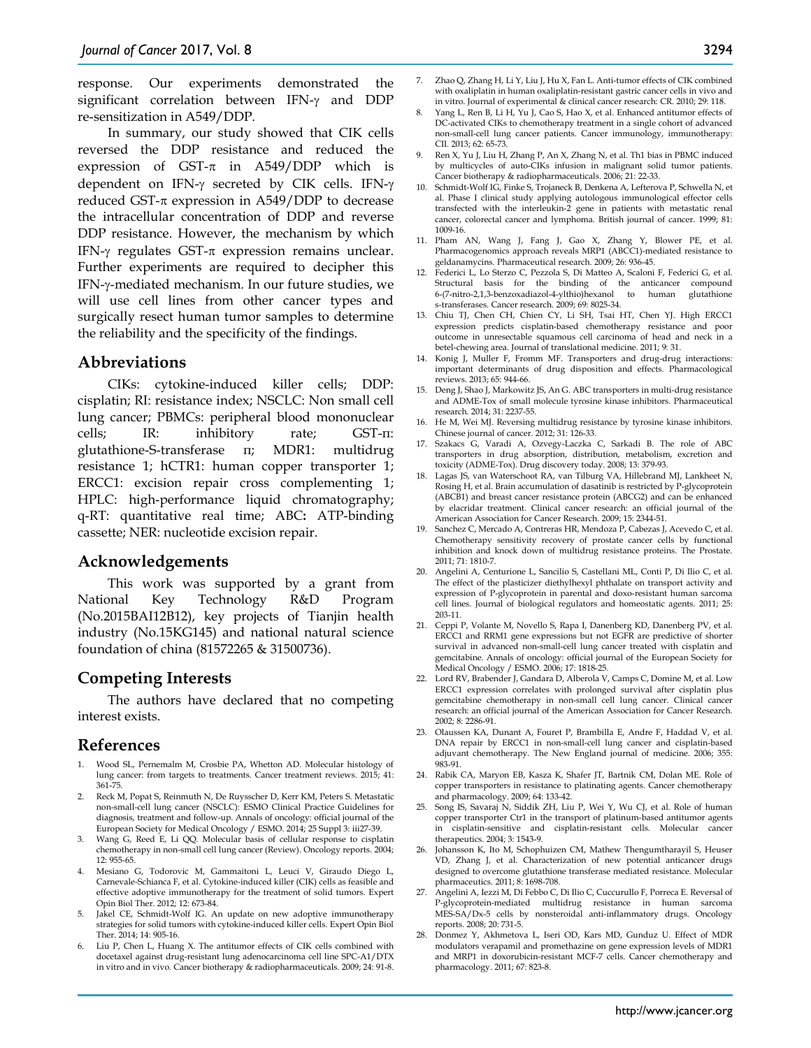response. Our experiments demonstrated the significant correlation between IFN-γ and DDP re-sensitization in A549/DDP.

In summary, our study showed that CIK cells reversed the DDP resistance and reduced the expression of GST-π in A549/DDP which is dependent on IFN-γ secreted by CIK cells. IFN-γ reduced GST-π expression in A549/DDP to decrease the intracellular concentration of DDP and reverse DDP resistance. However, the mechanism by which IFN-γ regulates GST-π expression remains unclear. Further experiments are required to decipher this IFN-γ-mediated mechanism. In our future studies, we will use cell lines from other cancer types and surgically resect human tumor samples to determine the reliability and the specificity of the findings.

## Abbreviations

CIKs: cytokine-induced killer cells; DDP: cisplatin; RI: resistance index; NSCLC: Non small cell lung cancer; PBMCs: peripheral blood mononuclear cells; IR: inhibitory rate; GST-π: glutathione-S-transferase π; MDR1: multidrug resistance 1; hCTR1: human copper transporter 1; ERCC1: excision repair cross complementing 1; HPLC: high-performance liquid chromatography; q-RT: quantitative real time; ABC**:** ATP-binding cassette; NER: nucleotide excision repair.

## Acknowledgements

This work was supported by a grant from National Key Technology R&D Program (No.2015BAI12B12), key projects of Tianjin health industry (No.15KG145) and national natural science foundation of china (81572265 & 31500736).

## Competing Interests

The authors have declared that no competing interest exists.

## References

1. Wood SL, Pernemalm M, Crosbie PA, Whetton AD. Molecular histology of lung cancer: from targets to treatments. Cancer treatment reviews. 2015; 41: 361-75.
2. Reck M, Popat S, Reinmuth N, De Ruysscher D, Kerr KM, Peters S. Metastatic non-small-cell lung cancer (NSCLC): ESMO Clinical Practice Guidelines for diagnosis, treatment and follow-up. Annals of oncology: official journal of the European Society for Medical Oncology / ESMO. 2014; 25 Suppl 3: iii27-39.
3. Wang G, Reed E, Li QQ. Molecular basis of cellular response to cisplatin chemotherapy in non-small cell lung cancer (Review). Oncology reports. 2004; 12: 955-65.
4. Mesiano G, Todorovic M, Gammaitoni L, Leuci V, Giraudo Diego L, Carnevale-Schianca F, et al. Cytokine-induced killer (CIK) cells as feasible and effective adoptive immunotherapy for the treatment of solid tumors. Expert Opin Biol Ther. 2012; 12: 673-84.
5. Jakel CE, Schmidt-Wolf IG. An update on new adoptive immunotherapy strategies for solid tumors with cytokine-induced killer cells. Expert Opin Biol Ther. 2014; 14: 905-16.
6. Liu P, Chen L, Huang X. The antitumor effects of CIK cells combined with docetaxel against drug-resistant lung adenocarcinoma cell line SPC-A1/DTX in vitro and in vivo. Cancer biotherapy & radiopharmaceuticals. 2009; 24: 91-8.
7. Zhao Q, Zhang H, Li Y, Liu J, Hu X, Fan L. Anti-tumor effects of CIK combined with oxaliplatin in human oxaliplatin-resistant gastric cancer cells in vivo and in vitro. Journal of experimental & clinical cancer research: CR. 2010; 29: 118.
8. Yang L, Ren B, Li H, Yu J, Cao S, Hao X, et al. Enhanced antitumor effects of DC-activated CIKs to chemotherapy treatment in a single cohort of advanced non-small-cell lung cancer patients. Cancer immunology, immunotherapy: CII. 2013; 62: 65-73.
9. Ren X, Yu J, Liu H, Zhang P, An X, Zhang N, et al. Th1 bias in PBMC induced by multicycles of auto-CIKs infusion in malignant solid tumor patients. Cancer biotherapy & radiopharmaceuticals. 2006; 21: 22-33.
10. Schmidt-Wolf IG, Finke S, Trojaneck B, Denkena A, Lefterova P, Schwella N, et al. Phase I clinical study applying autologous immunological effector cells transfected with the interleukin-2 gene in patients with metastatic renal cancer, colorectal cancer and lymphoma. British journal of cancer. 1999; 81: 1009-16.
11. Pham AN, Wang J, Fang J, Gao X, Zhang Y, Blower PE, et al. Pharmacogenomics approach reveals MRP1 (ABCC1)-mediated resistance to geldanamycins. Pharmaceutical research. 2009; 26: 936-45.
12. Federici L, Lo Sterzo C, Pezzola S, Di Matteo A, Scaloni F, Federici G, et al. Structural basis for the binding of the anticancer compound 6-(7-nitro-2,1,3-benzoxadiazol-4-ylthio)hexanol to human glutathione s-transferases. Cancer research. 2009; 69: 8025-34.
13. Chiu TJ, Chen CH, Chien CY, Li SH, Tsai HT, Chen YJ. High ERCC1 expression predicts cisplatin-based chemotherapy resistance and poor outcome in unresectable squamous cell carcinoma of head and neck in a betel-chewing area. Journal of translational medicine. 2011; 9: 31.
14. Konig J, Muller F, Fromm MF. Transporters and drug-drug interactions: important determinants of drug disposition and effects. Pharmacological reviews. 2013; 65: 944-66.
15. Deng J, Shao J, Markowitz JS, An G. ABC transporters in multi-drug resistance and ADME-Tox of small molecule tyrosine kinase inhibitors. Pharmaceutical research. 2014; 31: 2237-55.
16. He M, Wei MJ. Reversing multidrug resistance by tyrosine kinase inhibitors. Chinese journal of cancer. 2012; 31: 126-33.
17. Szakacs G, Varadi A, Ozvegy-Laczka C, Sarkadi B. The role of ABC transporters in drug absorption, distribution, metabolism, excretion and toxicity (ADME-Tox). Drug discovery today. 2008; 13: 379-93.
18. Lagas JS, van Waterschoot RA, van Tilburg VA, Hillebrand MJ, Lankheet N, Rosing H, et al. Brain accumulation of dasatinib is restricted by P-glycoprotein (ABCB1) and breast cancer resistance protein (ABCG2) and can be enhanced by elacridar treatment. Clinical cancer research: an official journal of the American Association for Cancer Research. 2009; 15: 2344-51.
19. Sanchez C, Mercado A, Contreras HR, Mendoza P, Cabezas J, Acevedo C, et al. Chemotherapy sensitivity recovery of prostate cancer cells by functional inhibition and knock down of multidrug resistance proteins. The Prostate. 2011; 71: 1810-7.
20. Angelini A, Centurione L, Sancilio S, Castellani ML, Conti P, Di Ilio C, et al. The effect of the plasticizer diethylhexyl phthalate on transport activity and expression of P-glycoprotein in parental and doxo-resistant human sarcoma cell lines. Journal of biological regulators and homeostatic agents. 2011; 25: 203-11.
21. Ceppi P, Volante M, Novello S, Rapa I, Danenberg KD, Danenberg PV, et al. ERCC1 and RRM1 gene expressions but not EGFR are predictive of shorter survival in advanced non-small-cell lung cancer treated with cisplatin and gemcitabine. Annals of oncology: official journal of the European Society for Medical Oncology / ESMO. 2006; 17: 1818-25.
22. Lord RV, Brabender J, Gandara D, Alberola V, Camps C, Domine M, et al. Low ERCC1 expression correlates with prolonged survival after cisplatin plus gemcitabine chemotherapy in non-small cell lung cancer. Clinical cancer research: an official journal of the American Association for Cancer Research. 2002; 8: 2286-91.
23. Olaussen KA, Dunant A, Fouret P, Brambilla E, Andre F, Haddad V, et al. DNA repair by ERCC1 in non-small-cell lung cancer and cisplatin-based adjuvant chemotherapy. The New England journal of medicine. 2006; 355: 983-91.
24. Rabik CA, Maryon EB, Kasza K, Shafer JT, Bartnik CM, Dolan ME. Role of copper transporters in resistance to platinating agents. Cancer chemotherapy and pharmacology. 2009; 64: 133-42.
25. Song IS, Savaraj N, Siddik ZH, Liu P, Wei Y, Wu CJ, et al. Role of human copper transporter Ctr1 in the transport of platinum-based antitumor agents in cisplatin-sensitive and cisplatin-resistant cells. Molecular cancer therapeutics. 2004; 3: 1543-9.
26. Johansson K, Ito M, Schophuizen CM, Mathew Thengumtharayil S, Heuser VD, Zhang J, et al. Characterization of new potential anticancer drugs designed to overcome glutathione transferase mediated resistance. Molecular pharmaceutics. 2011; 8: 1698-708.
27. Angelini A, Iezzi M, Di Febbo C, Di Ilio C, Cuccurullo F, Porreca E. Reversal of P-glycoprotein-mediated multidrug resistance in human sarcoma MES-SA/Dx-5 cells by nonsteroidal anti-inflammatory drugs. Oncology reports. 2008; 20: 731-5.
28. Donmez Y, Akhmetova L, Iseri OD, Kars MD, Gunduz U. Effect of MDR modulators verapamil and promethazine on gene expression levels of MDR1 and MRP1 in doxorubicin-resistant MCF-7 cells. Cancer chemotherapy and pharmacology. 2011; 67: 823-8.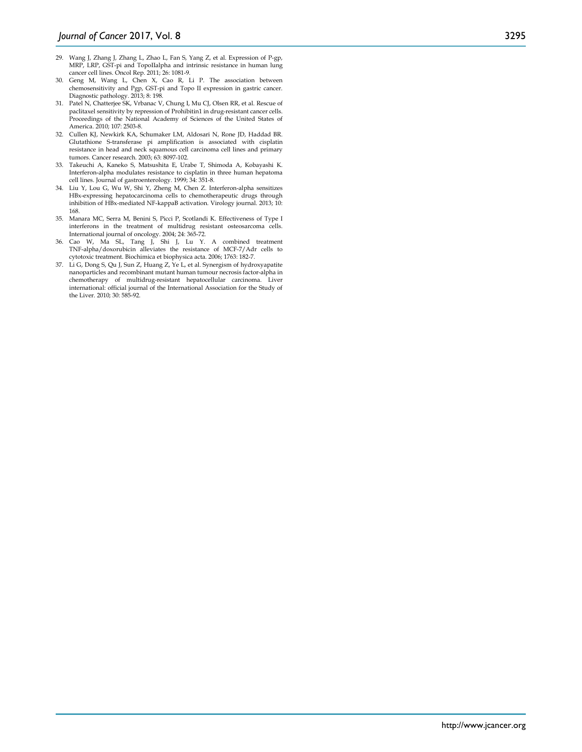29. Wang J, Zhang J, Zhang L, Zhao L, Fan S, Yang Z, et al. Expression of P-gp, MRP, LRP, GST-pi and TopoIIalpha and intrinsic resistance in human lung cancer cell lines. Oncol Rep. 2011; 26: 1081-9.
30. Geng M, Wang L, Chen X, Cao R, Li P. The association between chemosensitivity and Pgp, GST-pi and Topo II expression in gastric cancer. Diagnostic pathology. 2013; 8: 198.
31. Patel N, Chatterjee SK, Vrbanac V, Chung I, Mu CJ, Olsen RR, et al. Rescue of paclitaxel sensitivity by repression of Prohibitin1 in drug-resistant cancer cells. Proceedings of the National Academy of Sciences of the United States of America. 2010; 107: 2503-8.
32. Cullen KJ, Newkirk KA, Schumaker LM, Aldosari N, Rone JD, Haddad BR. Glutathione S-transferase pi amplification is associated with cisplatin resistance in head and neck squamous cell carcinoma cell lines and primary tumors. Cancer research. 2003; 63: 8097-102.
33. Takeuchi A, Kaneko S, Matsushita E, Urabe T, Shimoda A, Kobayashi K. Interferon-alpha modulates resistance to cisplatin in three human hepatoma cell lines. Journal of gastroenterology. 1999; 34: 351-8.
34. Liu Y, Lou G, Wu W, Shi Y, Zheng M, Chen Z. Interferon-alpha sensitizes HBx-expressing hepatocarcinoma cells to chemotherapeutic drugs through inhibition of HBx-mediated NF-kappaB activation. Virology journal. 2013; 10: 168.
35. Manara MC, Serra M, Benini S, Picci P, Scotlandi K. Effectiveness of Type I interferons in the treatment of multidrug resistant osteosarcoma cells. International journal of oncology. 2004; 24: 365-72.
36. Cao W, Ma SL, Tang J, Shi J, Lu Y. A combined treatment TNF-alpha/doxorubicin alleviates the resistance of MCF-7/Adr cells to cytotoxic treatment. Biochimica et biophysica acta. 2006; 1763: 182-7.
37. Li G, Dong S, Qu J, Sun Z, Huang Z, Ye L, et al. Synergism of hydroxyapatite nanoparticles and recombinant mutant human tumour necrosis factor-alpha in chemotherapy of multidrug-resistant hepatocellular carcinoma. Liver international: official journal of the International Association for the Study of the Liver. 2010; 30: 585-92.